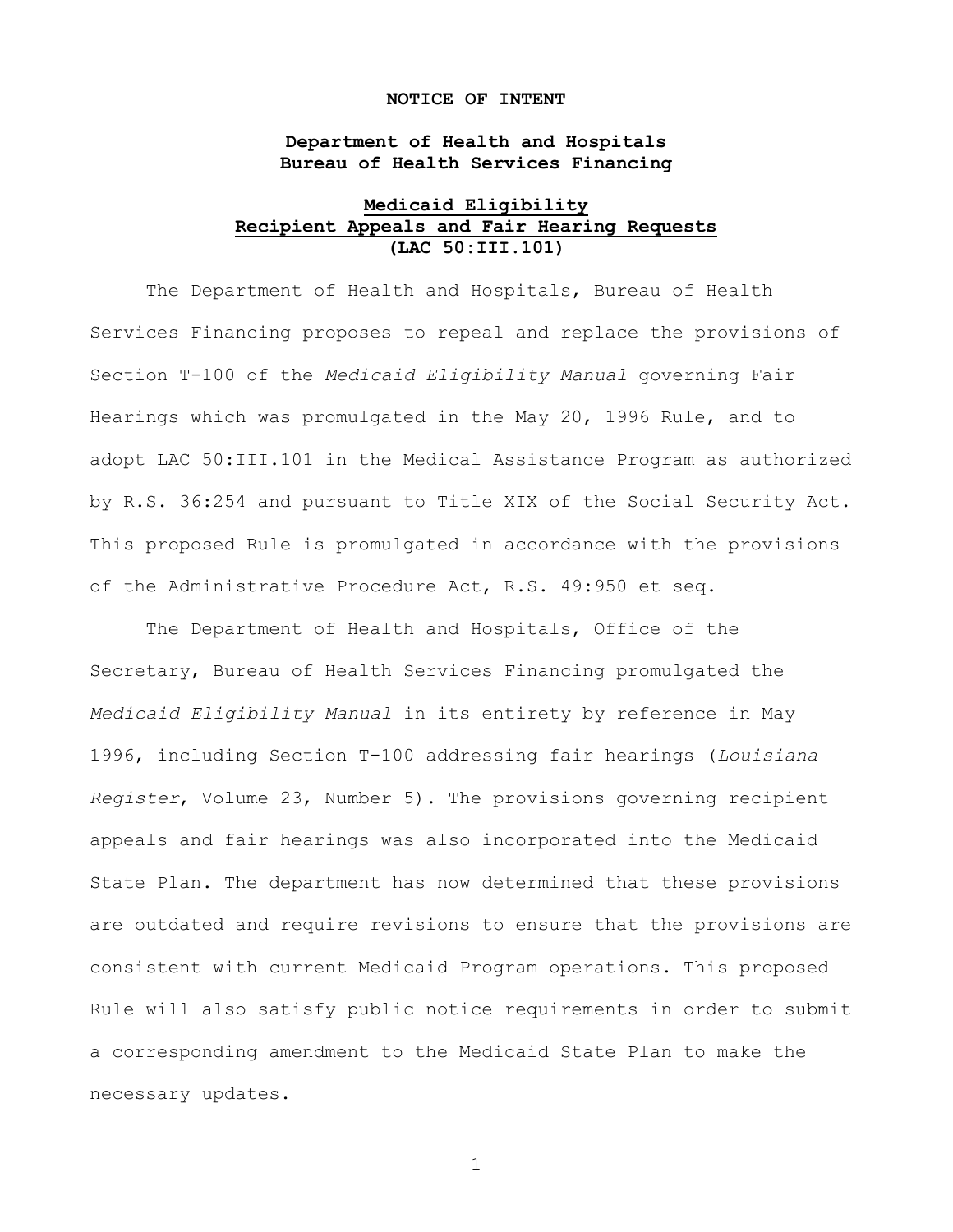# NOTICE OF INTENT

## Department of Health and Hospitals
## Bureau of Health Services Financing

## Medicaid Eligibility
## Recipient Appeals and Fair Hearing Requests
## (LAC 50:III.101)

The Department of Health and Hospitals, Bureau of Health Services Financing proposes to repeal and replace the provisions of Section T-100 of the *Medicaid Eligibility Manual* governing Fair Hearings which was promulgated in the May 20, 1996 Rule, and to adopt LAC 50:III.101 in the Medical Assistance Program as authorized by R.S. 36:254 and pursuant to Title XIX of the Social Security Act. This proposed Rule is promulgated in accordance with the provisions of the Administrative Procedure Act, R.S. 49:950 et seq.

The Department of Health and Hospitals, Office of the Secretary, Bureau of Health Services Financing promulgated the *Medicaid Eligibility Manual* in its entirety by reference in May 1996, including Section T-100 addressing fair hearings (*Louisiana Register*, Volume 23, Number 5). The provisions governing recipient appeals and fair hearings was also incorporated into the Medicaid State Plan. The department has now determined that these provisions are outdated and require revisions to ensure that the provisions are consistent with current Medicaid Program operations. This proposed Rule will also satisfy public notice requirements in order to submit a corresponding amendment to the Medicaid State Plan to make the necessary updates.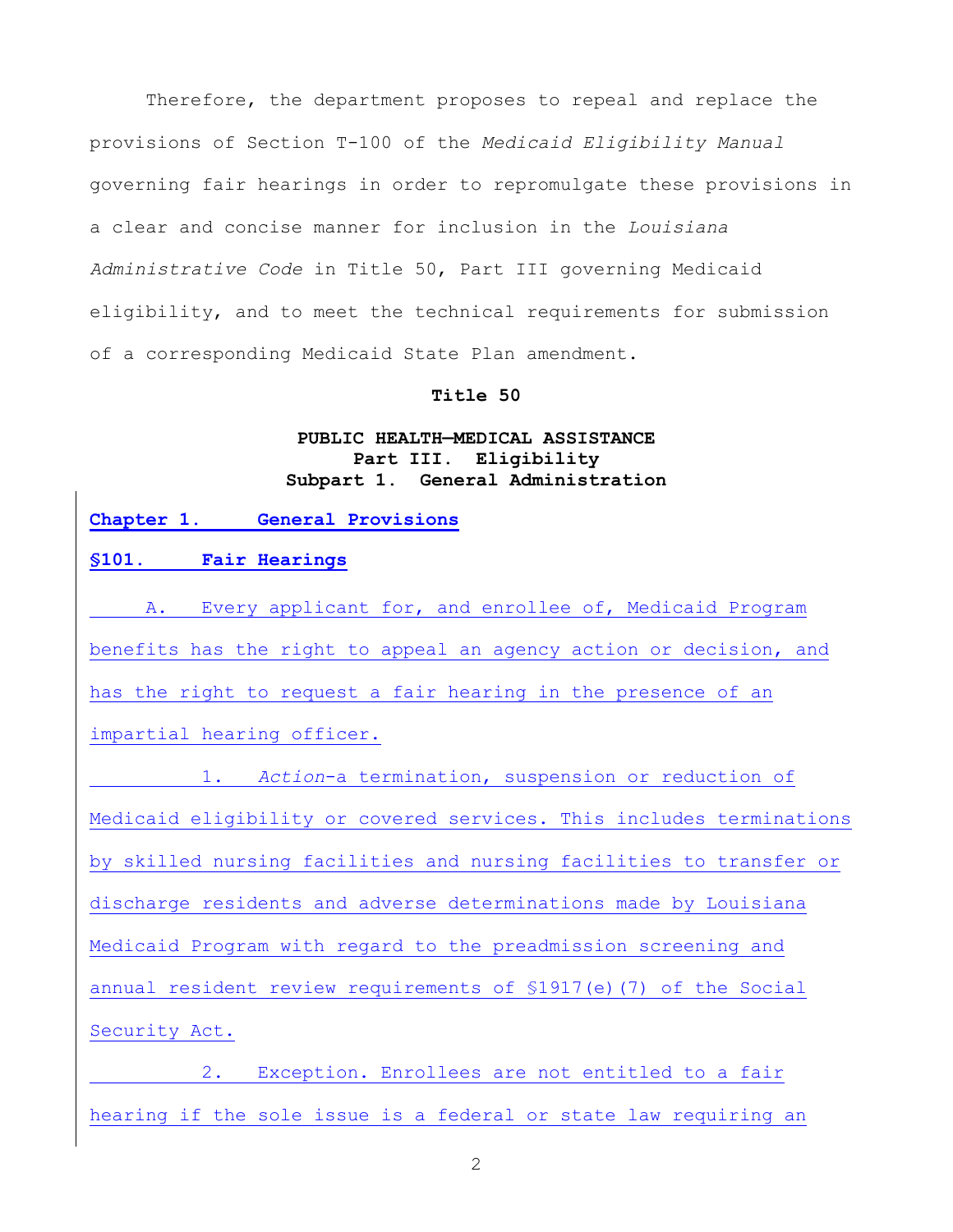Therefore, the department proposes to repeal and replace the provisions of Section T-100 of the *Medicaid Eligibility Manual* governing fair hearings in order to repromulgate these provisions in a clear and concise manner for inclusion in the *Louisiana Administrative Code* in Title 50, Part III governing Medicaid eligibility, and to meet the technical requirements for submission of a corresponding Medicaid State Plan amendment.

**Title 50**

**PUBLIC HEALTH—MEDICAL ASSISTANCE**
**Part III. Eligibility**
**Subpart 1. General Administration**

## Chapter 1. General Provisions

### §101. Fair Hearings

A. Every applicant for, and enrollee of, Medicaid Program benefits has the right to appeal an agency action or decision, and has the right to request a fair hearing in the presence of an impartial hearing officer.

1. *Action*-a termination, suspension or reduction of Medicaid eligibility or covered services. This includes terminations by skilled nursing facilities and nursing facilities to transfer or discharge residents and adverse determinations made by Louisiana Medicaid Program with regard to the preadmission screening and annual resident review requirements of §1917(e)(7) of the Social Security Act.

2. Exception. Enrollees are not entitled to a fair hearing if the sole issue is a federal or state law requiring an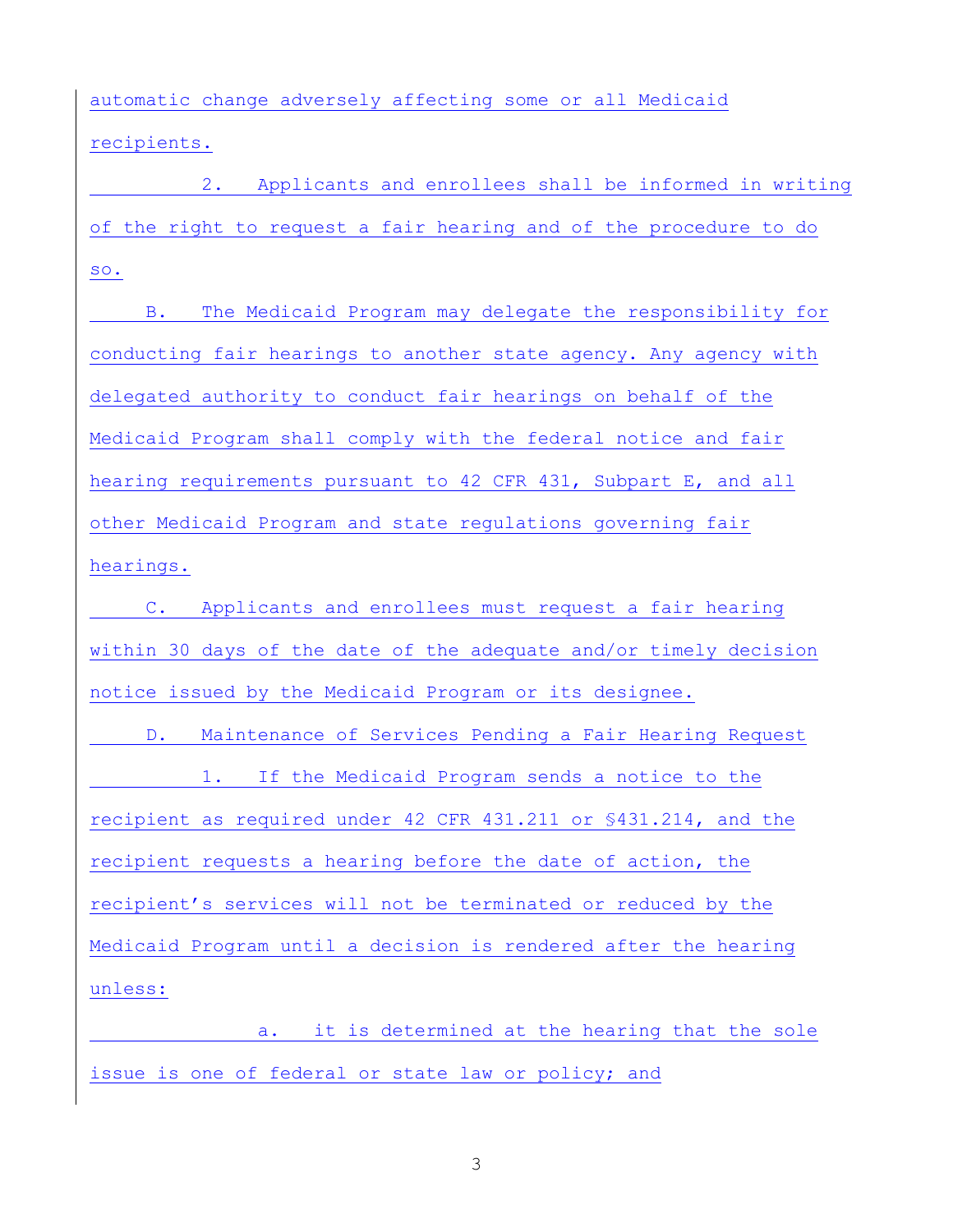automatic change adversely affecting some or all Medicaid recipients.

2. Applicants and enrollees shall be informed in writing of the right to request a fair hearing and of the procedure to do so.

B. The Medicaid Program may delegate the responsibility for conducting fair hearings to another state agency. Any agency with delegated authority to conduct fair hearings on behalf of the Medicaid Program shall comply with the federal notice and fair hearing requirements pursuant to 42 CFR 431, Subpart E, and all other Medicaid Program and state regulations governing fair hearings.

C. Applicants and enrollees must request a fair hearing within 30 days of the date of the adequate and/or timely decision notice issued by the Medicaid Program or its designee.

D. Maintenance of Services Pending a Fair Hearing Request

1. If the Medicaid Program sends a notice to the recipient as required under 42 CFR 431.211 or §431.214, and the recipient requests a hearing before the date of action, the recipient's services will not be terminated or reduced by the Medicaid Program until a decision is rendered after the hearing unless:

a. it is determined at the hearing that the sole issue is one of federal or state law or policy; and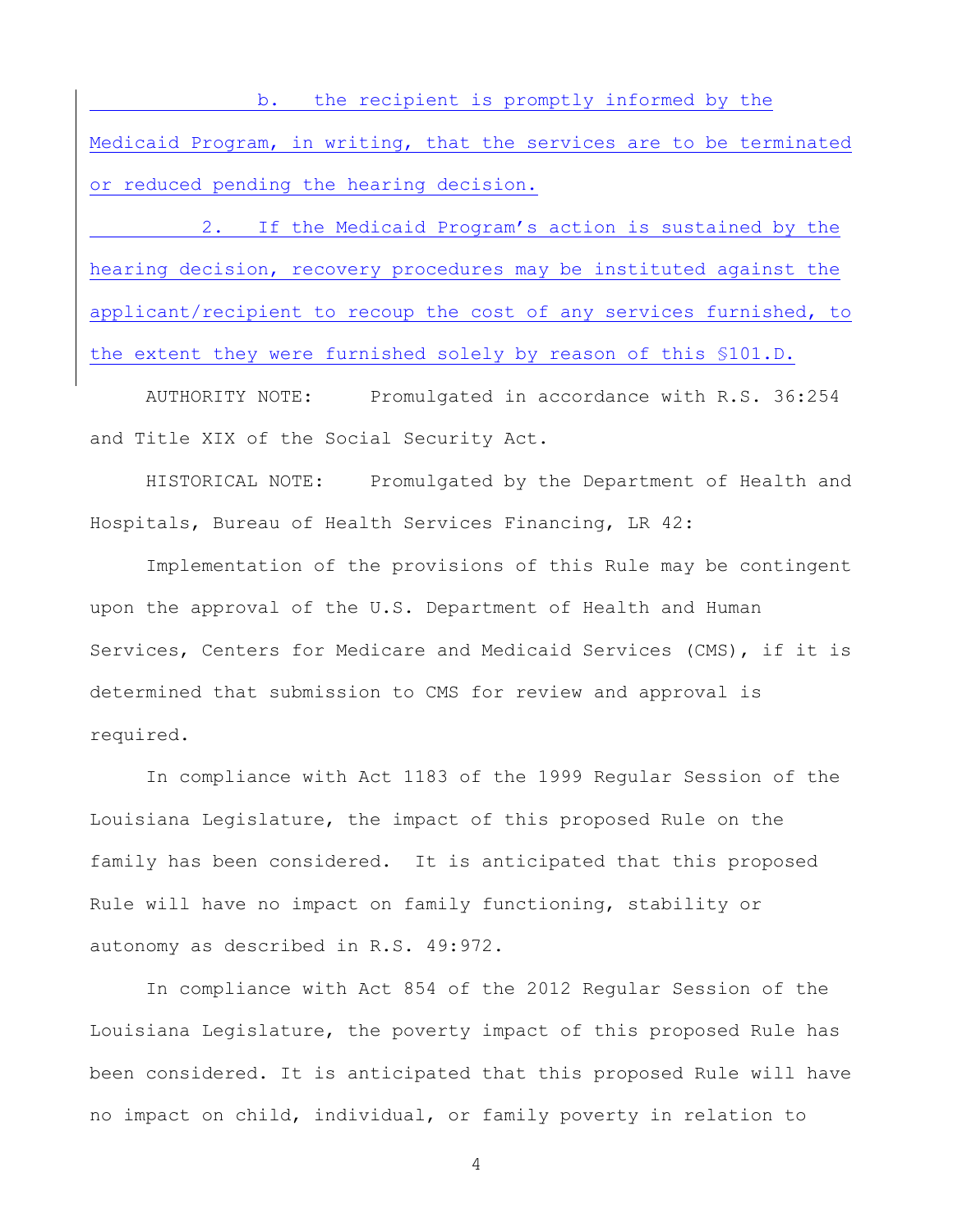b. the recipient is promptly informed by the Medicaid Program, in writing, that the services are to be terminated or reduced pending the hearing decision.

2. If the Medicaid Program's action is sustained by the hearing decision, recovery procedures may be instituted against the applicant/recipient to recoup the cost of any services furnished, to the extent they were furnished solely by reason of this §101.D.

AUTHORITY NOTE: Promulgated in accordance with R.S. 36:254 and Title XIX of the Social Security Act.

HISTORICAL NOTE: Promulgated by the Department of Health and Hospitals, Bureau of Health Services Financing, LR 42:

Implementation of the provisions of this Rule may be contingent upon the approval of the U.S. Department of Health and Human Services, Centers for Medicare and Medicaid Services (CMS), if it is determined that submission to CMS for review and approval is required.

In compliance with Act 1183 of the 1999 Regular Session of the Louisiana Legislature, the impact of this proposed Rule on the family has been considered. It is anticipated that this proposed Rule will have no impact on family functioning, stability or autonomy as described in R.S. 49:972.

In compliance with Act 854 of the 2012 Regular Session of the Louisiana Legislature, the poverty impact of this proposed Rule has been considered. It is anticipated that this proposed Rule will have no impact on child, individual, or family poverty in relation to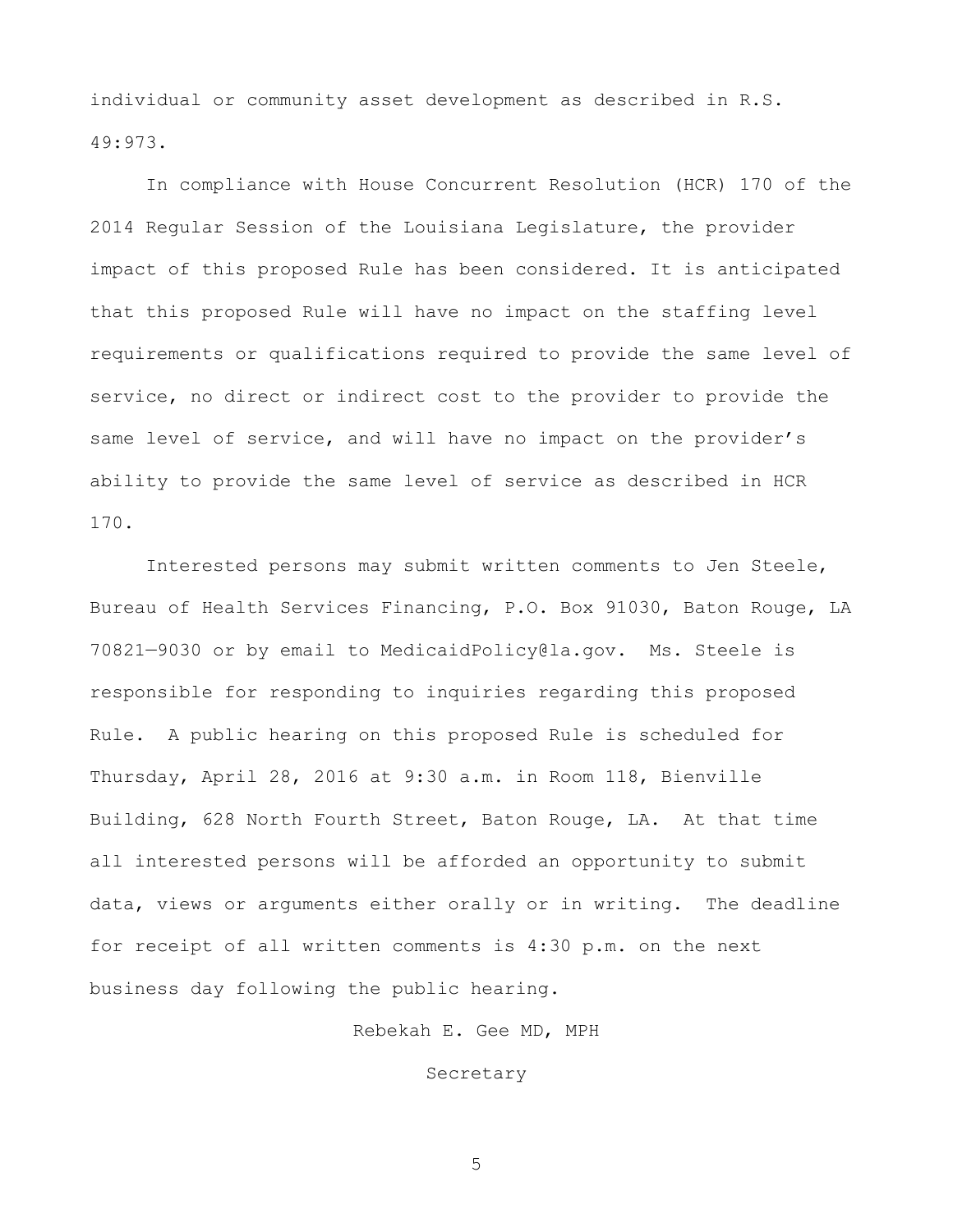individual or community asset development as described in R.S. 49:973.

In compliance with House Concurrent Resolution (HCR) 170 of the 2014 Regular Session of the Louisiana Legislature, the provider impact of this proposed Rule has been considered. It is anticipated that this proposed Rule will have no impact on the staffing level requirements or qualifications required to provide the same level of service, no direct or indirect cost to the provider to provide the same level of service, and will have no impact on the provider's ability to provide the same level of service as described in HCR 170.

Interested persons may submit written comments to Jen Steele, Bureau of Health Services Financing, P.O. Box 91030, Baton Rouge, LA 70821—9030 or by email to MedicaidPolicy@la.gov. Ms. Steele is responsible for responding to inquiries regarding this proposed Rule. A public hearing on this proposed Rule is scheduled for Thursday, April 28, 2016 at 9:30 a.m. in Room 118, Bienville Building, 628 North Fourth Street, Baton Rouge, LA. At that time all interested persons will be afforded an opportunity to submit data, views or arguments either orally or in writing. The deadline for receipt of all written comments is 4:30 p.m. on the next business day following the public hearing.

Rebekah E. Gee MD, MPH

Secretary